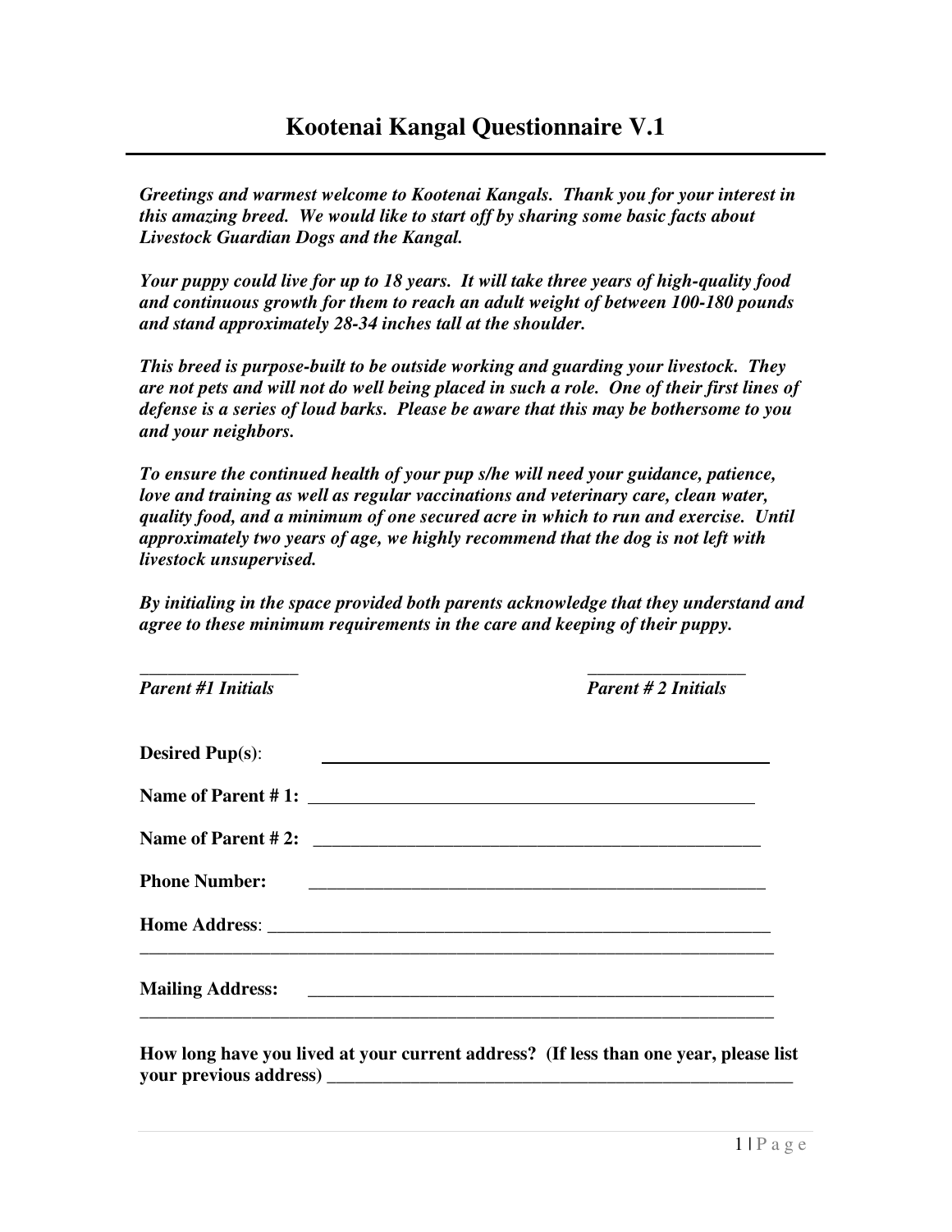# Kootenai Kangal Questionnaire V.1

***Greetings and warmest welcome to Kootenai Kangals. Thank you for your interest in this amazing breed. We would like to start off by sharing some basic facts about Livestock Guardian Dogs and the Kangal.***

***Your puppy could live for up to 18 years. It will take three years of high-quality food and continuous growth for them to reach an adult weight of between 100-180 pounds and stand approximately 28-34 inches tall at the shoulder.***

***This breed is purpose-built to be outside working and guarding your livestock. They are not pets and will not do well being placed in such a role. One of their first lines of defense is a series of loud barks. Please be aware that this may be bothersome to you and your neighbors.***

***To ensure the continued health of your pup s/he will need your guidance, patience, love and training as well as regular vaccinations and veterinary care, clean water, quality food, and a minimum of one secured acre in which to run and exercise. Until approximately two years of age, we highly recommend that the dog is not left with livestock unsupervised.***

***By initialing in the space provided both parents acknowledge that they understand and agree to these minimum requirements in the care and keeping of their puppy.***

_________________ _________________

***Parent #1 Initials*** ***Parent # 2 Initials***

**Desired Pup(s)**: ______________________________________________

**Name of Parent # 1:** ______________________________________________

**Name of Parent # 2:** ______________________________________________

**Phone Number:** ______________________________________________

**Home Address**: ______________________________________________

______________________________________________________________________

**Mailing Address:** ______________________________________________

______________________________________________________________________

**How long have you lived at your current address? (If less than one year, please list your previous address)** ______________________________________________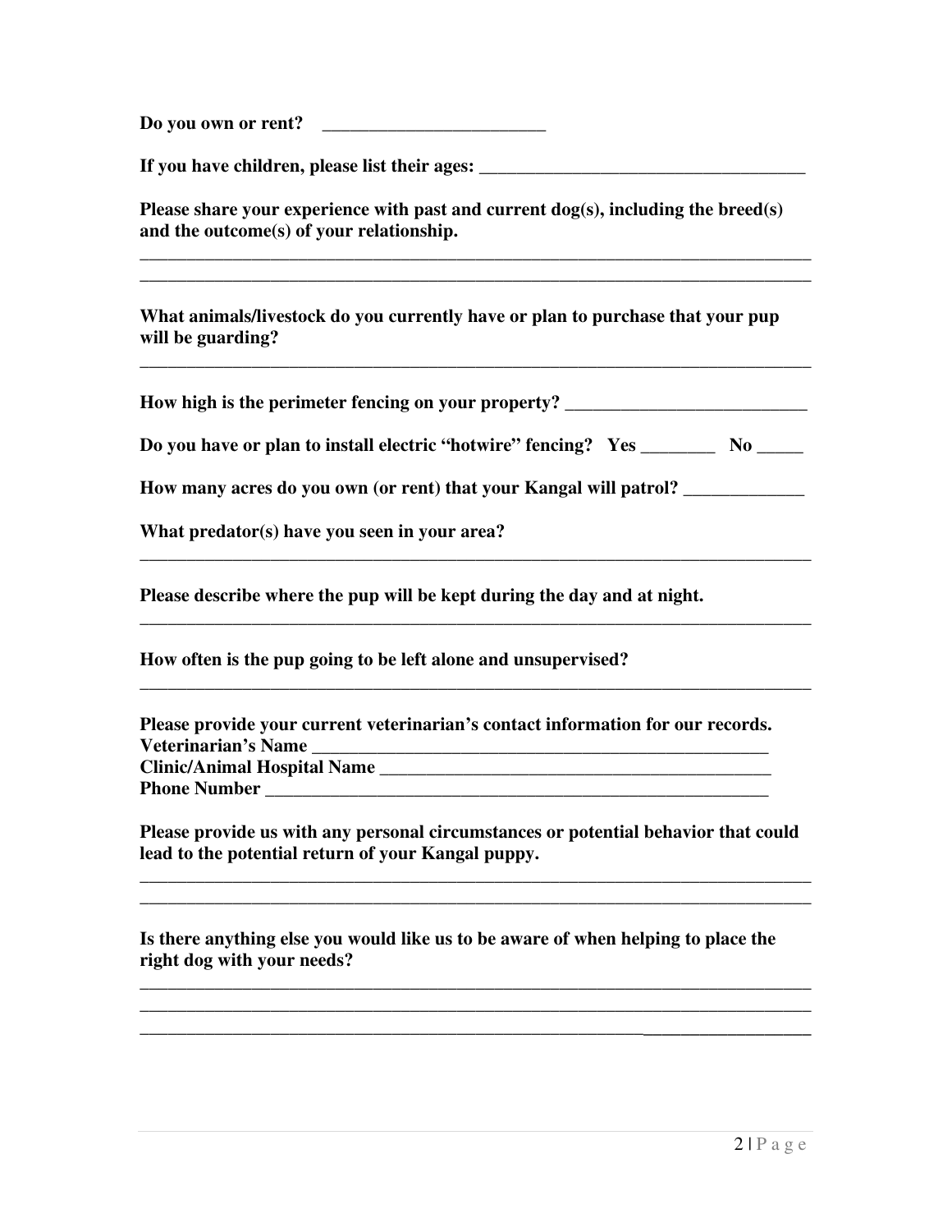**Do you own or rent?** \_\_\_\_\_\_\_\_\_\_\_\_\_\_\_\_\_\_\_\_\_\_\_\_\_

**If you have children, please list their ages:** \_\_\_\_\_\_\_\_\_\_\_\_\_\_\_\_\_\_\_\_\_\_\_\_\_\_\_\_\_\_\_\_\_\_\_\_

**Please share your experience with past and current dog(s), including the breed(s) and the outcome(s) of your relationship.**

\_\_\_\_\_\_\_\_\_\_\_\_\_\_\_\_\_\_\_\_\_\_\_\_\_\_\_\_\_\_\_\_\_\_\_\_\_\_\_\_\_\_\_\_\_\_\_\_\_\_\_\_\_\_\_\_\_\_\_\_\_\_\_\_\_\_\_\_\_\_\_\_\_\_
\_\_\_\_\_\_\_\_\_\_\_\_\_\_\_\_\_\_\_\_\_\_\_\_\_\_\_\_\_\_\_\_\_\_\_\_\_\_\_\_\_\_\_\_\_\_\_\_\_\_\_\_\_\_\_\_\_\_\_\_\_\_\_\_\_\_\_\_\_\_\_\_\_\_

**What animals/livestock do you currently have or plan to purchase that your pup will be guarding?**

\_\_\_\_\_\_\_\_\_\_\_\_\_\_\_\_\_\_\_\_\_\_\_\_\_\_\_\_\_\_\_\_\_\_\_\_\_\_\_\_\_\_\_\_\_\_\_\_\_\_\_\_\_\_\_\_\_\_\_\_\_\_\_\_\_\_\_\_\_\_\_\_\_\_

**How high is the perimeter fencing on your property?** \_\_\_\_\_\_\_\_\_\_\_\_\_\_\_\_\_\_\_\_\_\_\_\_\_\_\_

**Do you have or plan to install electric "hotwire" fencing? Yes** \_\_\_\_\_\_\_\_ **No** \_\_\_\_\_

**How many acres do you own (or rent) that your Kangal will patrol?** \_\_\_\_\_\_\_\_\_\_\_\_\_

**What predator(s) have you seen in your area?**

\_\_\_\_\_\_\_\_\_\_\_\_\_\_\_\_\_\_\_\_\_\_\_\_\_\_\_\_\_\_\_\_\_\_\_\_\_\_\_\_\_\_\_\_\_\_\_\_\_\_\_\_\_\_\_\_\_\_\_\_\_\_\_\_\_\_\_\_\_\_\_\_\_\_

**Please describe where the pup will be kept during the day and at night.**

\_\_\_\_\_\_\_\_\_\_\_\_\_\_\_\_\_\_\_\_\_\_\_\_\_\_\_\_\_\_\_\_\_\_\_\_\_\_\_\_\_\_\_\_\_\_\_\_\_\_\_\_\_\_\_\_\_\_\_\_\_\_\_\_\_\_\_\_\_\_\_\_\_\_

**How often is the pup going to be left alone and unsupervised?**

\_\_\_\_\_\_\_\_\_\_\_\_\_\_\_\_\_\_\_\_\_\_\_\_\_\_\_\_\_\_\_\_\_\_\_\_\_\_\_\_\_\_\_\_\_\_\_\_\_\_\_\_\_\_\_\_\_\_\_\_\_\_\_\_\_\_\_\_\_\_\_\_\_\_

**Please provide your current veterinarian's contact information for our records.**
**Veterinarian's Name** \_\_\_\_\_\_\_\_\_\_\_\_\_\_\_\_\_\_\_\_\_\_\_\_\_\_\_\_\_\_\_\_\_\_\_\_\_\_\_\_\_\_\_\_\_\_\_\_\_\_\_\_
**Clinic/Animal Hospital Name** \_\_\_\_\_\_\_\_\_\_\_\_\_\_\_\_\_\_\_\_\_\_\_\_\_\_\_\_\_\_\_\_\_\_\_\_\_\_\_\_\_\_\_\_\_
**Phone Number** \_\_\_\_\_\_\_\_\_\_\_\_\_\_\_\_\_\_\_\_\_\_\_\_\_\_\_\_\_\_\_\_\_\_\_\_\_\_\_\_\_\_\_\_\_\_\_\_\_\_\_\_\_\_\_\_\_

**Please provide us with any personal circumstances or potential behavior that could lead to the potential return of your Kangal puppy.**

\_\_\_\_\_\_\_\_\_\_\_\_\_\_\_\_\_\_\_\_\_\_\_\_\_\_\_\_\_\_\_\_\_\_\_\_\_\_\_\_\_\_\_\_\_\_\_\_\_\_\_\_\_\_\_\_\_\_\_\_\_\_\_\_\_\_\_\_\_\_\_\_\_\_
\_\_\_\_\_\_\_\_\_\_\_\_\_\_\_\_\_\_\_\_\_\_\_\_\_\_\_\_\_\_\_\_\_\_\_\_\_\_\_\_\_\_\_\_\_\_\_\_\_\_\_\_\_\_\_\_\_\_\_\_\_\_\_\_\_\_\_\_\_\_\_\_\_\_

**Is there anything else you would like us to be aware of when helping to place the right dog with your needs?**

\_\_\_\_\_\_\_\_\_\_\_\_\_\_\_\_\_\_\_\_\_\_\_\_\_\_\_\_\_\_\_\_\_\_\_\_\_\_\_\_\_\_\_\_\_\_\_\_\_\_\_\_\_\_\_\_\_\_\_\_\_\_\_\_\_\_\_\_\_\_\_\_\_\_
\_\_\_\_\_\_\_\_\_\_\_\_\_\_\_\_\_\_\_\_\_\_\_\_\_\_\_\_\_\_\_\_\_\_\_\_\_\_\_\_\_\_\_\_\_\_\_\_\_\_\_\_\_\_\_\_\_\_\_\_\_\_\_\_\_\_\_\_\_\_\_\_\_\_
\_\_\_\_\_\_\_\_\_\_\_\_\_\_\_\_\_\_\_\_\_\_\_\_\_\_\_\_\_\_\_\_\_\_\_\_\_\_\_\_\_\_\_\_\_\_\_\_\_\_\_\_\_\_\_\_\_\_\_\_\_\_\_\_\_\_\_\_\_\_\_\_\_\_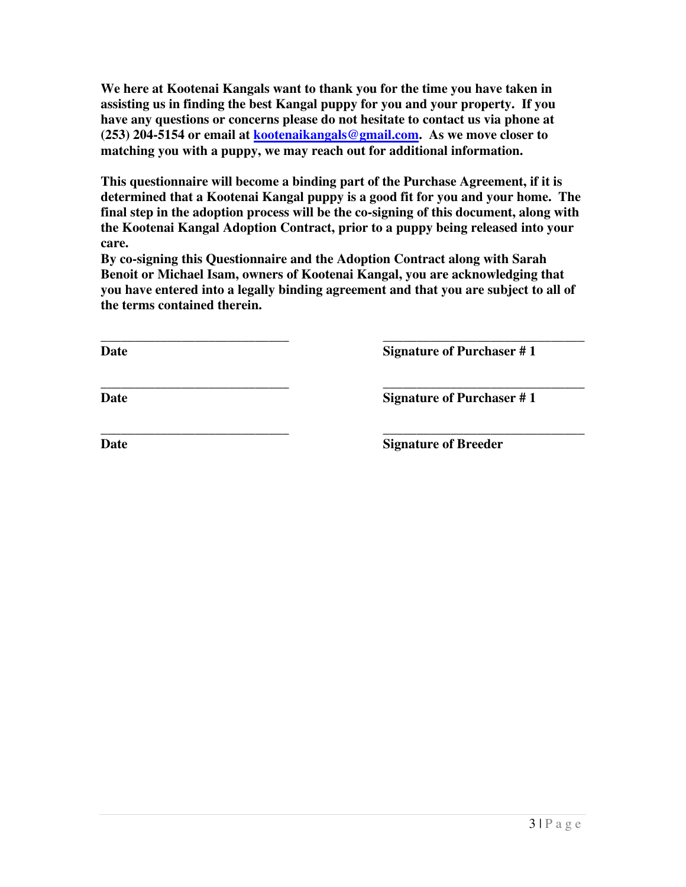**We here at Kootenai Kangals want to thank you for the time you have taken in assisting us in finding the best Kangal puppy for you and your property. If you have any questions or concerns please do not hesitate to contact us via phone at (253) 204-5154 or email at kootenaikangals@gmail.com. As we move closer to matching you with a puppy, we may reach out for additional information.**

**This questionnaire will become a binding part of the Purchase Agreement, if it is determined that a Kootenai Kangal puppy is a good fit for you and your home. The final step in the adoption process will be the co-signing of this document, along with the Kootenai Kangal Adoption Contract, prior to a puppy being released into your care.**
**By co-signing this Questionnaire and the Adoption Contract along with Sarah Benoit or Michael Isam, owners of Kootenai Kangal, you are acknowledging that you have entered into a legally binding agreement and that you are subject to all of the terms contained therein.**

| | |
|---|---|
| ____________________________ | ______________________________ |
| **Date** | **Signature of Purchaser # 1** |
| ____________________________ | ______________________________ |
| **Date** | **Signature of Purchaser # 1** |
| ____________________________ | ______________________________ |
| **Date** | **Signature of Breeder** |